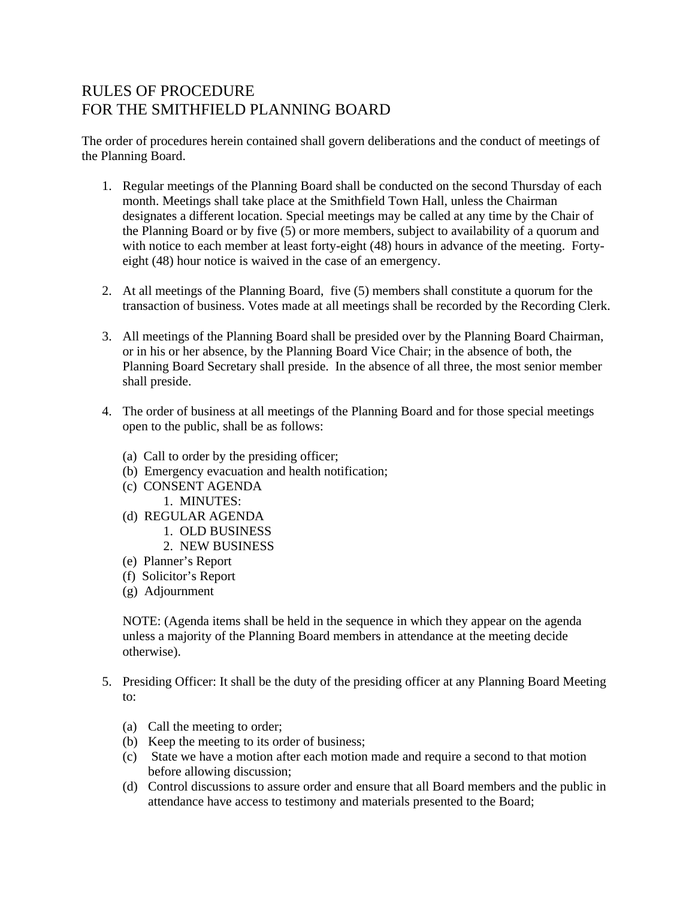# RULES OF PROCEDURE
# FOR THE SMITHFIELD PLANNING BOARD

The order of procedures herein contained shall govern deliberations and the conduct of meetings of the Planning Board.

1. Regular meetings of the Planning Board shall be conducted on the second Thursday of each month. Meetings shall take place at the Smithfield Town Hall, unless the Chairman designates a different location. Special meetings may be called at any time by the Chair of the Planning Board or by five (5) or more members, subject to availability of a quorum and with notice to each member at least forty-eight (48) hours in advance of the meeting. Forty-eight (48) hour notice is waived in the case of an emergency.

2. At all meetings of the Planning Board, five (5) members shall constitute a quorum for the transaction of business. Votes made at all meetings shall be recorded by the Recording Clerk.

3. All meetings of the Planning Board shall be presided over by the Planning Board Chairman, or in his or her absence, by the Planning Board Vice Chair; in the absence of both, the Planning Board Secretary shall preside. In the absence of all three, the most senior member shall preside.

4. The order of business at all meetings of the Planning Board and for those special meetings open to the public, shall be as follows:

   (a) Call to order by the presiding officer;
   (b) Emergency evacuation and health notification;
   (c) CONSENT AGENDA
      1. MINUTES:
   (d) REGULAR AGENDA
      1. OLD BUSINESS
      2. NEW BUSINESS
   (e) Planner's Report
   (f) Solicitor's Report
   (g) Adjournment

   NOTE: (Agenda items shall be held in the sequence in which they appear on the agenda unless a majority of the Planning Board members in attendance at the meeting decide otherwise).

5. Presiding Officer: It shall be the duty of the presiding officer at any Planning Board Meeting to:

   (a) Call the meeting to order;
   (b) Keep the meeting to its order of business;
   (c) State we have a motion after each motion made and require a second to that motion before allowing discussion;
   (d) Control discussions to assure order and ensure that all Board members and the public in attendance have access to testimony and materials presented to the Board;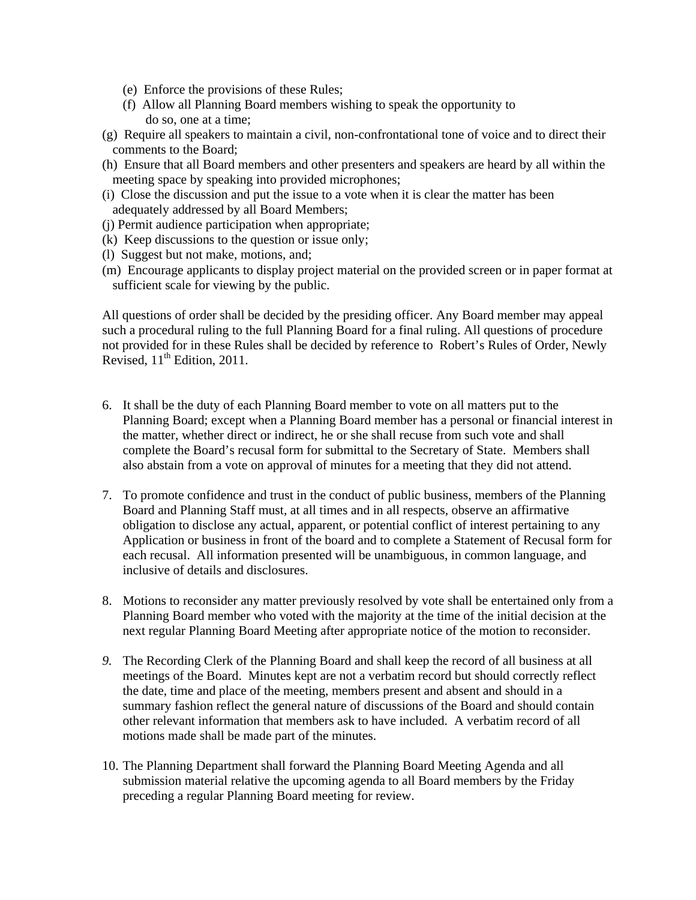(e) Enforce the provisions of these Rules;
(f) Allow all Planning Board members wishing to speak the opportunity to do so, one at a time;
(g) Require all speakers to maintain a civil, non-confrontational tone of voice and to direct their comments to the Board;
(h) Ensure that all Board members and other presenters and speakers are heard by all within the meeting space by speaking into provided microphones;
(i) Close the discussion and put the issue to a vote when it is clear the matter has been adequately addressed by all Board Members;
(j) Permit audience participation when appropriate;
(k) Keep discussions to the question or issue only;
(l) Suggest but not make, motions, and;
(m) Encourage applicants to display project material on the provided screen or in paper format at sufficient scale for viewing by the public.

All questions of order shall be decided by the presiding officer. Any Board member may appeal such a procedural ruling to the full Planning Board for a final ruling. All questions of procedure not provided for in these Rules shall be decided by reference to Robert's Rules of Order, Newly Revised, 11th Edition, 2011.

6. It shall be the duty of each Planning Board member to vote on all matters put to the Planning Board; except when a Planning Board member has a personal or financial interest in the matter, whether direct or indirect, he or she shall recuse from such vote and shall complete the Board's recusal form for submittal to the Secretary of State. Members shall also abstain from a vote on approval of minutes for a meeting that they did not attend.

7. To promote confidence and trust in the conduct of public business, members of the Planning Board and Planning Staff must, at all times and in all respects, observe an affirmative obligation to disclose any actual, apparent, or potential conflict of interest pertaining to any Application or business in front of the board and to complete a Statement of Recusal form for each recusal. All information presented will be unambiguous, in common language, and inclusive of details and disclosures.

8. Motions to reconsider any matter previously resolved by vote shall be entertained only from a Planning Board member who voted with the majority at the time of the initial decision at the next regular Planning Board Meeting after appropriate notice of the motion to reconsider.

9. The Recording Clerk of the Planning Board and shall keep the record of all business at all meetings of the Board. Minutes kept are not a verbatim record but should correctly reflect the date, time and place of the meeting, members present and absent and should in a summary fashion reflect the general nature of discussions of the Board and should contain other relevant information that members ask to have included. A verbatim record of all motions made shall be made part of the minutes.

10. The Planning Department shall forward the Planning Board Meeting Agenda and all submission material relative the upcoming agenda to all Board members by the Friday preceding a regular Planning Board meeting for review.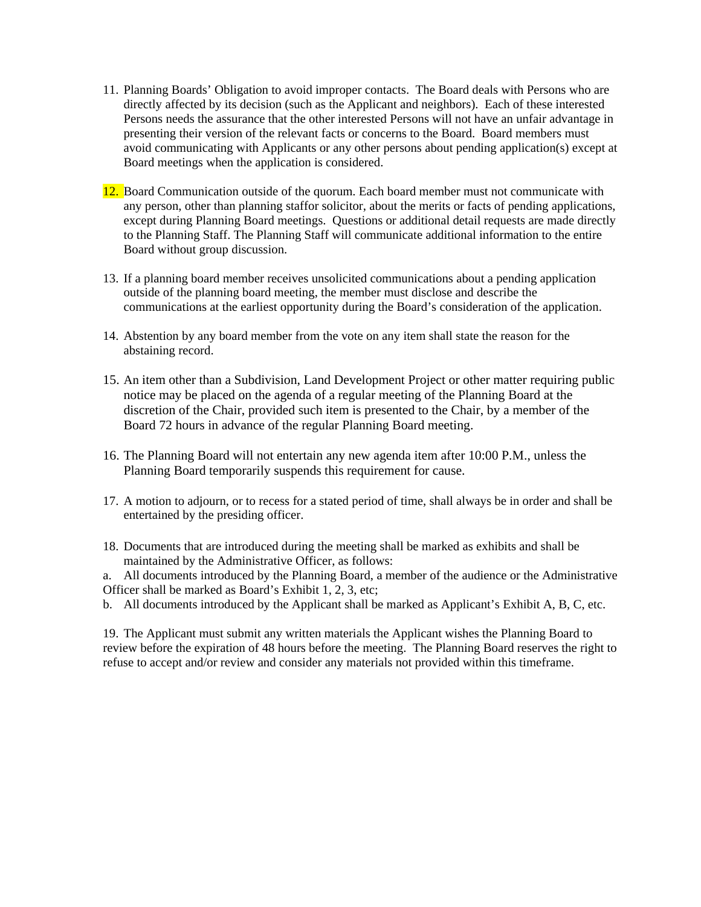11. Planning Boards' Obligation to avoid improper contacts. The Board deals with Persons who are directly affected by its decision (such as the Applicant and neighbors). Each of these interested Persons needs the assurance that the other interested Persons will not have an unfair advantage in presenting their version of the relevant facts or concerns to the Board. Board members must avoid communicating with Applicants or any other persons about pending application(s) except at Board meetings when the application is considered.

12. Board Communication outside of the quorum. Each board member must not communicate with any person, other than planning staffor solicitor, about the merits or facts of pending applications, except during Planning Board meetings. Questions or additional detail requests are made directly to the Planning Staff. The Planning Staff will communicate additional information to the entire Board without group discussion.

13. If a planning board member receives unsolicited communications about a pending application outside of the planning board meeting, the member must disclose and describe the communications at the earliest opportunity during the Board's consideration of the application.

14. Abstention by any board member from the vote on any item shall state the reason for the abstaining record.

15. An item other than a Subdivision, Land Development Project or other matter requiring public notice may be placed on the agenda of a regular meeting of the Planning Board at the discretion of the Chair, provided such item is presented to the Chair, by a member of the Board 72 hours in advance of the regular Planning Board meeting.

16. The Planning Board will not entertain any new agenda item after 10:00 P.M., unless the Planning Board temporarily suspends this requirement for cause.

17. A motion to adjourn, or to recess for a stated period of time, shall always be in order and shall be entertained by the presiding officer.

18. Documents that are introduced during the meeting shall be marked as exhibits and shall be maintained by the Administrative Officer, as follows:

a. All documents introduced by the Planning Board, a member of the audience or the Administrative Officer shall be marked as Board's Exhibit 1, 2, 3, etc;

b. All documents introduced by the Applicant shall be marked as Applicant's Exhibit A, B, C, etc.

19. The Applicant must submit any written materials the Applicant wishes the Planning Board to review before the expiration of 48 hours before the meeting. The Planning Board reserves the right to refuse to accept and/or review and consider any materials not provided within this timeframe.